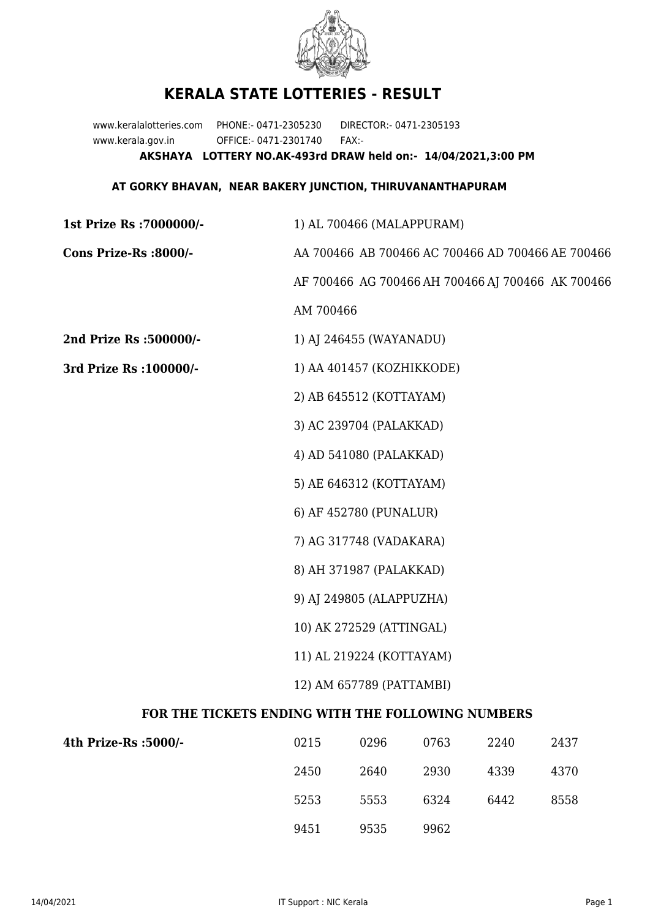# KERALA STATE LOTTERIES - RESULT

www.keralalotteries.com PHONE:- 0471-2305230 DIRECTOR:- 0471-2305193
www.kerala.gov.in OFFICE:- 0471-2301740 FAX:-

**AKSHAYA LOTTERY NO.AK-493rd DRAW held on:- 14/04/2021,3:00 PM**

**AT GORKY BHAVAN, NEAR BAKERY JUNCTION, THIRUVANANTHAPURAM**

| | |
|---|---|
| **1st Prize Rs :7000000/-** | 1) AL 700466 (MALAPPURAM) |
| **Cons Prize-Rs :8000/-** | AA 700466 AB 700466 AC 700466 AD 700466 AE 700466 AF 700466 AG 700466 AH 700466 AJ 700466 AK 700466 AM 700466 |
| **2nd Prize Rs :500000/-** | 1) AJ 246455 (WAYANADU) |
| **3rd Prize Rs :100000/-** | 1) AA 401457 (KOZHIKKODE) |
| | 2) AB 645512 (KOTTAYAM) |
| | 3) AC 239704 (PALAKKAD) |
| | 4) AD 541080 (PALAKKAD) |
| | 5) AE 646312 (KOTTAYAM) |
| | 6) AF 452780 (PUNALUR) |
| | 7) AG 317748 (VADAKARA) |
| | 8) AH 371987 (PALAKKAD) |
| | 9) AJ 249805 (ALAPPUZHA) |
| | 10) AK 272529 (ATTINGAL) |
| | 11) AL 219224 (KOTTAYAM) |
| | 12) AM 657789 (PATTAMBI) |

### FOR THE TICKETS ENDING WITH THE FOLLOWING NUMBERS

| | | | | | |
|---|---|---|---|---|---|
| **4th Prize-Rs :5000/-** | 0215 | 0296 | 0763 | 2240 | 2437 |
| | 2450 | 2640 | 2930 | 4339 | 4370 |
| | 5253 | 5553 | 6324 | 6442 | 8558 |
| | 9451 | 9535 | 9962 | | |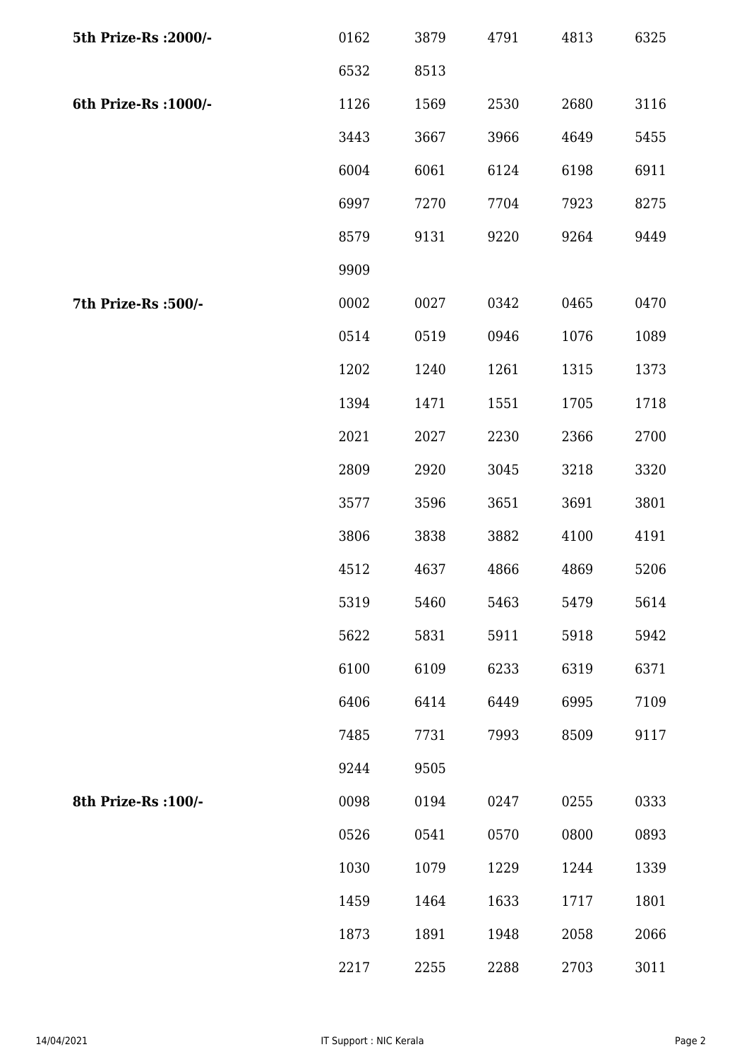| | | | | | |
|---|---|---|---|---|---|
| **5th Prize-Rs :2000/-** | 0162 | 3879 | 4791 | 4813 | 6325 |
| | 6532 | 8513 | | | |
| **6th Prize-Rs :1000/-** | 1126 | 1569 | 2530 | 2680 | 3116 |
| | 3443 | 3667 | 3966 | 4649 | 5455 |
| | 6004 | 6061 | 6124 | 6198 | 6911 |
| | 6997 | 7270 | 7704 | 7923 | 8275 |
| | 8579 | 9131 | 9220 | 9264 | 9449 |
| | 9909 | | | | |
| **7th Prize-Rs :500/-** | 0002 | 0027 | 0342 | 0465 | 0470 |
| | 0514 | 0519 | 0946 | 1076 | 1089 |
| | 1202 | 1240 | 1261 | 1315 | 1373 |
| | 1394 | 1471 | 1551 | 1705 | 1718 |
| | 2021 | 2027 | 2230 | 2366 | 2700 |
| | 2809 | 2920 | 3045 | 3218 | 3320 |
| | 3577 | 3596 | 3651 | 3691 | 3801 |
| | 3806 | 3838 | 3882 | 4100 | 4191 |
| | 4512 | 4637 | 4866 | 4869 | 5206 |
| | 5319 | 5460 | 5463 | 5479 | 5614 |
| | 5622 | 5831 | 5911 | 5918 | 5942 |
| | 6100 | 6109 | 6233 | 6319 | 6371 |
| | 6406 | 6414 | 6449 | 6995 | 7109 |
| | 7485 | 7731 | 7993 | 8509 | 9117 |
| | 9244 | 9505 | | | |
| **8th Prize-Rs :100/-** | 0098 | 0194 | 0247 | 0255 | 0333 |
| | 0526 | 0541 | 0570 | 0800 | 0893 |
| | 1030 | 1079 | 1229 | 1244 | 1339 |
| | 1459 | 1464 | 1633 | 1717 | 1801 |
| | 1873 | 1891 | 1948 | 2058 | 2066 |
| | 2217 | 2255 | 2288 | 2703 | 3011 |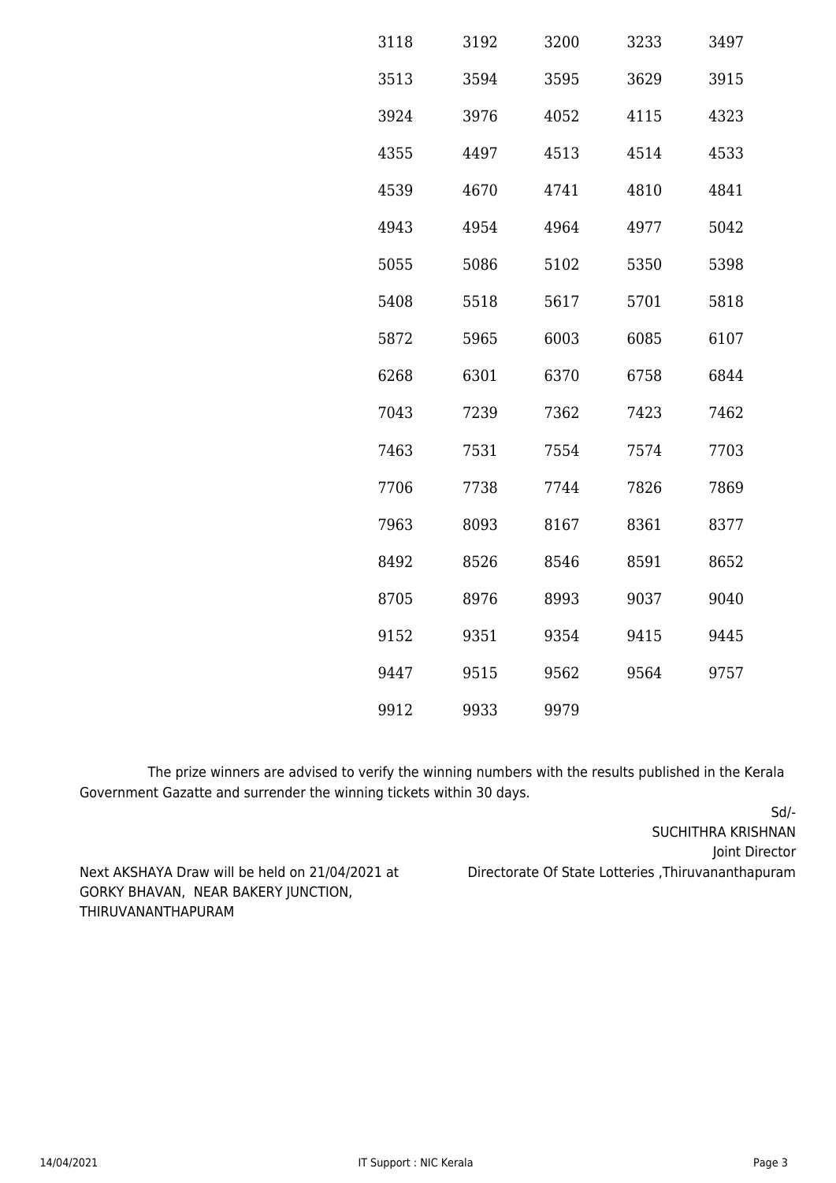| | | | | |
|---|---|---|---|---|
| 3118 | 3192 | 3200 | 3233 | 3497 |
| 3513 | 3594 | 3595 | 3629 | 3915 |
| 3924 | 3976 | 4052 | 4115 | 4323 |
| 4355 | 4497 | 4513 | 4514 | 4533 |
| 4539 | 4670 | 4741 | 4810 | 4841 |
| 4943 | 4954 | 4964 | 4977 | 5042 |
| 5055 | 5086 | 5102 | 5350 | 5398 |
| 5408 | 5518 | 5617 | 5701 | 5818 |
| 5872 | 5965 | 6003 | 6085 | 6107 |
| 6268 | 6301 | 6370 | 6758 | 6844 |
| 7043 | 7239 | 7362 | 7423 | 7462 |
| 7463 | 7531 | 7554 | 7574 | 7703 |
| 7706 | 7738 | 7744 | 7826 | 7869 |
| 7963 | 8093 | 8167 | 8361 | 8377 |
| 8492 | 8526 | 8546 | 8591 | 8652 |
| 8705 | 8976 | 8993 | 9037 | 9040 |
| 9152 | 9351 | 9354 | 9415 | 9445 |
| 9447 | 9515 | 9562 | 9564 | 9757 |
| 9912 | 9933 | 9979 | | |

The prize winners are advised to verify the winning numbers with the results published in the Kerala Government Gazatte and surrender the winning tickets within 30 days.

Sd/-
SUCHITHRA KRISHNAN
Joint Director
Directorate Of State Lotteries ,Thiruvananthapuram

Next AKSHAYA Draw will be held on 21/04/2021 at GORKY BHAVAN, NEAR BAKERY JUNCTION, THIRUVANANTHAPURAM